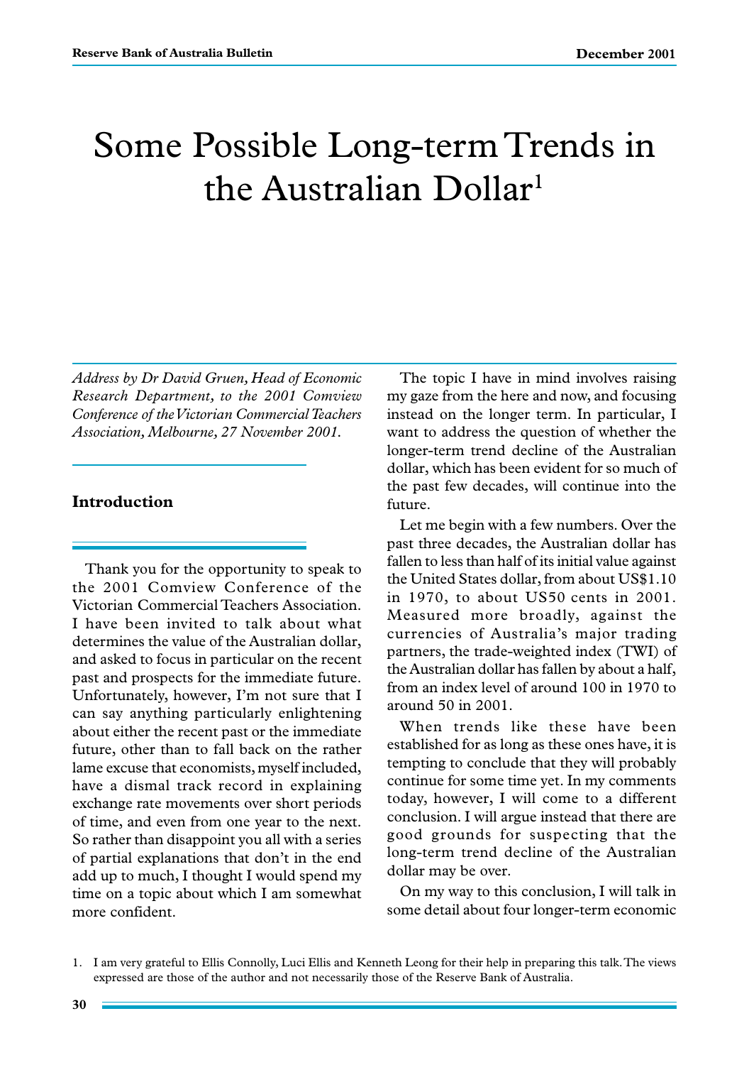# Some Possible Long-term Trends in the Australian Dollar[1]

*Address by Dr David Gruen, Head of Economic Research Department, to the 2001 Comview Conference of the Victorian Commercial Teachers Association, Melbourne, 27 November 2001.*

## Introduction

Thank you for the opportunity to speak to the 2001 Comview Conference of the Victorian Commercial Teachers Association. I have been invited to talk about what determines the value of the Australian dollar, and asked to focus in particular on the recent past and prospects for the immediate future. Unfortunately, however, I'm not sure that I can say anything particularly enlightening about either the recent past or the immediate future, other than to fall back on the rather lame excuse that economists, myself included, have a dismal track record in explaining exchange rate movements over short periods of time, and even from one year to the next. So rather than disappoint you all with a series of partial explanations that don't in the end add up to much, I thought I would spend my time on a topic about which I am somewhat more confident.

The topic I have in mind involves raising my gaze from the here and now, and focusing instead on the longer term. In particular, I want to address the question of whether the longer-term trend decline of the Australian dollar, which has been evident for so much of the past few decades, will continue into the future.

Let me begin with a few numbers. Over the past three decades, the Australian dollar has fallen to less than half of its initial value against the United States dollar, from about US$1.10 in 1970, to about US50 cents in 2001. Measured more broadly, against the currencies of Australia's major trading partners, the trade-weighted index (TWI) of the Australian dollar has fallen by about a half, from an index level of around 100 in 1970 to around 50 in 2001.

When trends like these have been established for as long as these ones have, it is tempting to conclude that they will probably continue for some time yet. In my comments today, however, I will come to a different conclusion. I will argue instead that there are good grounds for suspecting that the long-term trend decline of the Australian dollar may be over.

On my way to this conclusion, I will talk in some detail about four longer-term economic

1. I am very grateful to Ellis Connolly, Luci Ellis and Kenneth Leong for their help in preparing this talk. The views expressed are those of the author and not necessarily those of the Reserve Bank of Australia.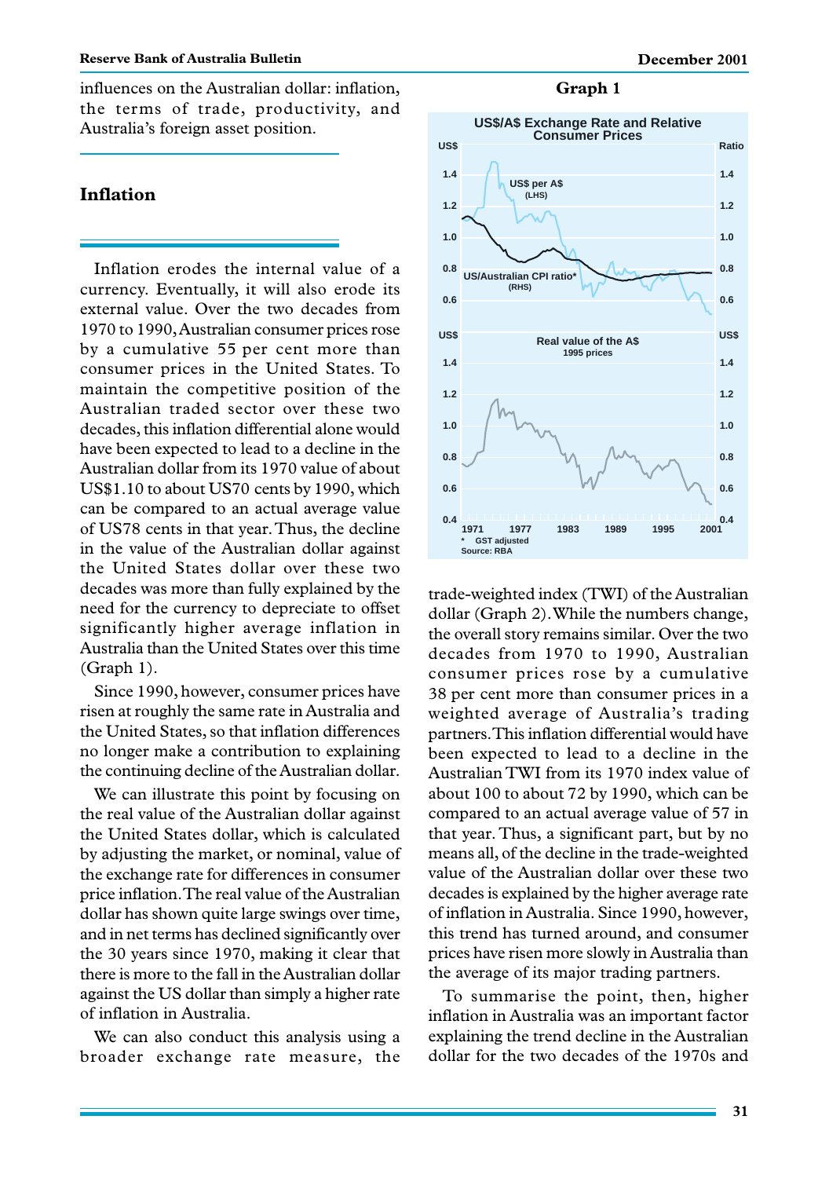influences on the Australian dollar: inflation, the terms of trade, productivity, and Australia's foreign asset position.

## Inflation

Inflation erodes the internal value of a currency. Eventually, it will also erode its external value. Over the two decades from 1970 to 1990, Australian consumer prices rose by a cumulative 55 per cent more than consumer prices in the United States. To maintain the competitive position of the Australian traded sector over these two decades, this inflation differential alone would have been expected to lead to a decline in the Australian dollar from its 1970 value of about US$1.10 to about US70 cents by 1990, which can be compared to an actual average value of US78 cents in that year. Thus, the decline in the value of the Australian dollar against the United States dollar over these two decades was more than fully explained by the need for the currency to depreciate to offset significantly higher average inflation in Australia than the United States over this time (Graph 1).

Since 1990, however, consumer prices have risen at roughly the same rate in Australia and the United States, so that inflation differences no longer make a contribution to explaining the continuing decline of the Australian dollar.

We can illustrate this point by focusing on the real value of the Australian dollar against the United States dollar, which is calculated by adjusting the market, or nominal, value of the exchange rate for differences in consumer price inflation. The real value of the Australian dollar has shown quite large swings over time, and in net terms has declined significantly over the 30 years since 1970, making it clear that there is more to the fall in the Australian dollar against the US dollar than simply a higher rate of inflation in Australia.

We can also conduct this analysis using a broader exchange rate measure, the trade-weighted index (TWI) of the Australian dollar (Graph 2). While the numbers change, the overall story remains similar. Over the two decades from 1970 to 1990, Australian consumer prices rose by a cumulative 38 per cent more than consumer prices in a weighted average of Australia's trading partners. This inflation differential would have been expected to lead to a decline in the Australian TWI from its 1970 index value of about 100 to about 72 by 1990, which can be compared to an actual average value of 57 in that year. Thus, a significant part, but by no means all, of the decline in the trade-weighted value of the Australian dollar over these two decades is explained by the higher average rate of inflation in Australia. Since 1990, however, this trend has turned around, and consumer prices have risen more slowly in Australia than the average of its major trading partners.

To summarise the point, then, higher inflation in Australia was an important factor explaining the trend decline in the Australian dollar for the two decades of the 1970s and

**Graph 1**

US$/A$ Exchange Rate and Relative Consumer Prices

\* GST adjusted
Source: RBA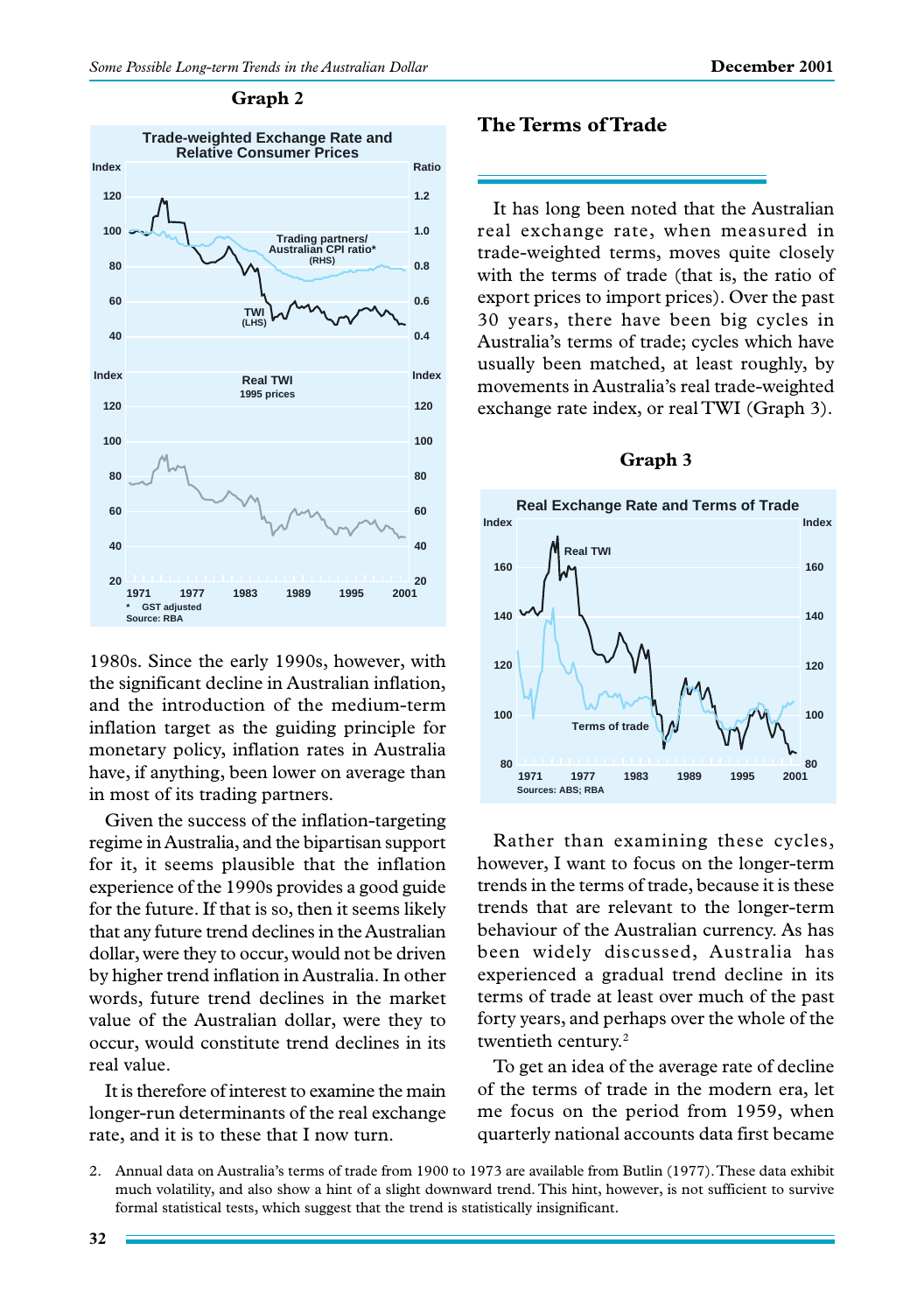**Graph 2**

Trade-weighted Exchange Rate and Relative Consumer Prices

Real TWI 1995 prices

\* GST adjusted

Source: RBA

1980s. Since the early 1990s, however, with the significant decline in Australian inflation, and the introduction of the medium-term inflation target as the guiding principle for monetary policy, inflation rates in Australia have, if anything, been lower on average than in most of its trading partners.

Given the success of the inflation-targeting regime in Australia, and the bipartisan support for it, it seems plausible that the inflation experience of the 1990s provides a good guide for the future. If that is so, then it seems likely that any future trend declines in the Australian dollar, were they to occur, would not be driven by higher trend inflation in Australia. In other words, future trend declines in the market value of the Australian dollar, were they to occur, would constitute trend declines in its real value.

It is therefore of interest to examine the main longer-run determinants of the real exchange rate, and it is to these that I now turn.

## The Terms of Trade

It has long been noted that the Australian real exchange rate, when measured in trade-weighted terms, moves quite closely with the terms of trade (that is, the ratio of export prices to import prices). Over the past 30 years, there have been big cycles in Australia's terms of trade; cycles which have usually been matched, at least roughly, by movements in Australia's real trade-weighted exchange rate index, or real TWI (Graph 3).

**Graph 3**

Real Exchange Rate and Terms of Trade

Sources: ABS; RBA

Rather than examining these cycles, however, I want to focus on the longer-term trends in the terms of trade, because it is these trends that are relevant to the longer-term behaviour of the Australian currency. As has been widely discussed, Australia has experienced a gradual trend decline in its terms of trade at least over much of the past forty years, and perhaps over the whole of the twentieth century.[2]

To get an idea of the average rate of decline of the terms of trade in the modern era, let me focus on the period from 1959, when quarterly national accounts data first became

2. Annual data on Australia's terms of trade from 1900 to 1973 are available from Butlin (1977). These data exhibit much volatility, and also show a hint of a slight downward trend. This hint, however, is not sufficient to survive formal statistical tests, which suggest that the trend is statistically insignificant.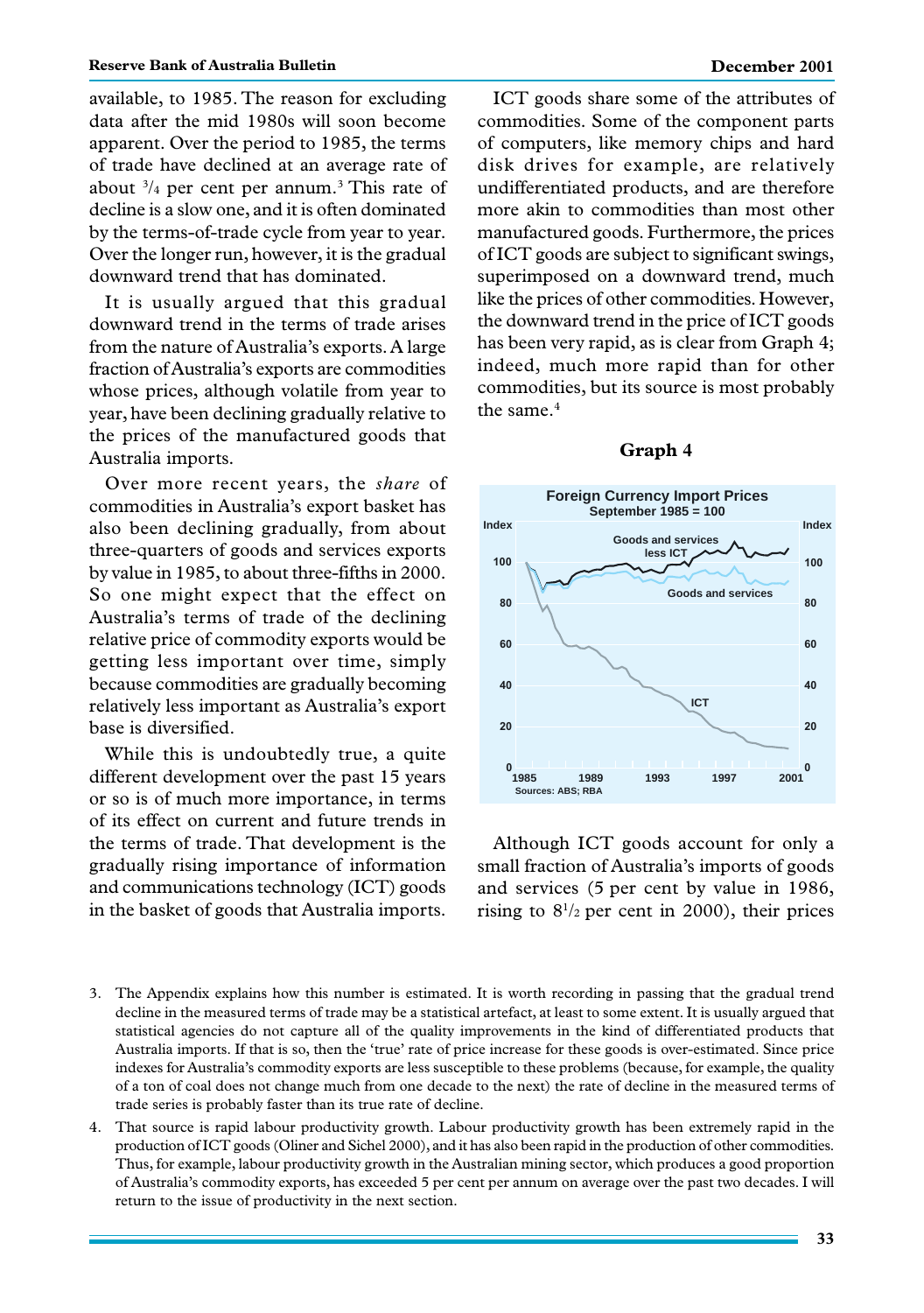available, to 1985. The reason for excluding data after the mid 1980s will soon become apparent. Over the period to 1985, the terms of trade have declined at an average rate of about $^3/_4$ per cent per annum.[3] This rate of decline is a slow one, and it is often dominated by the terms-of-trade cycle from year to year. Over the longer run, however, it is the gradual downward trend that has dominated.

It is usually argued that this gradual downward trend in the terms of trade arises from the nature of Australia's exports. A large fraction of Australia's exports are commodities whose prices, although volatile from year to year, have been declining gradually relative to the prices of the manufactured goods that Australia imports.

Over more recent years, the *share* of commodities in Australia's export basket has also been declining gradually, from about three-quarters of goods and services exports by value in 1985, to about three-fifths in 2000. So one might expect that the effect on Australia's terms of trade of the declining relative price of commodity exports would be getting less important over time, simply because commodities are gradually becoming relatively less important as Australia's export base is diversified.

While this is undoubtedly true, a quite different development over the past 15 years or so is of much more importance, in terms of its effect on current and future trends in the terms of trade. That development is the gradually rising importance of information and communications technology (ICT) goods in the basket of goods that Australia imports.

ICT goods share some of the attributes of commodities. Some of the component parts of computers, like memory chips and hard disk drives for example, are relatively undifferentiated products, and are therefore more akin to commodities than most other manufactured goods. Furthermore, the prices of ICT goods are subject to significant swings, superimposed on a downward trend, much like the prices of other commodities. However, the downward trend in the price of ICT goods has been very rapid, as is clear from Graph 4; indeed, much more rapid than for other commodities, but its source is most probably the same.[4]

**Graph 4**

**Foreign Currency Import Prices**
September 1985 = 100

(Lines: Goods and services less ICT; Goods and services; ICT. Index, 1985–2001. Sources: ABS; RBA)

Although ICT goods account for only a small fraction of Australia's imports of goods and services (5 per cent by value in 1986, rising to $8^1/_2$ per cent in 2000), their prices

3. The Appendix explains how this number is estimated. It is worth recording in passing that the gradual trend decline in the measured terms of trade may be a statistical artefact, at least to some extent. It is usually argued that statistical agencies do not capture all of the quality improvements in the kind of differentiated products that Australia imports. If that is so, then the 'true' rate of price increase for these goods is over-estimated. Since price indexes for Australia's commodity exports are less susceptible to these problems (because, for example, the quality of a ton of coal does not change much from one decade to the next) the rate of decline in the measured terms of trade series is probably faster than its true rate of decline.

4. That source is rapid labour productivity growth. Labour productivity growth has been extremely rapid in the production of ICT goods (Oliner and Sichel 2000), and it has also been rapid in the production of other commodities. Thus, for example, labour productivity growth in the Australian mining sector, which produces a good proportion of Australia's commodity exports, has exceeded 5 per cent per annum on average over the past two decades. I will return to the issue of productivity in the next section.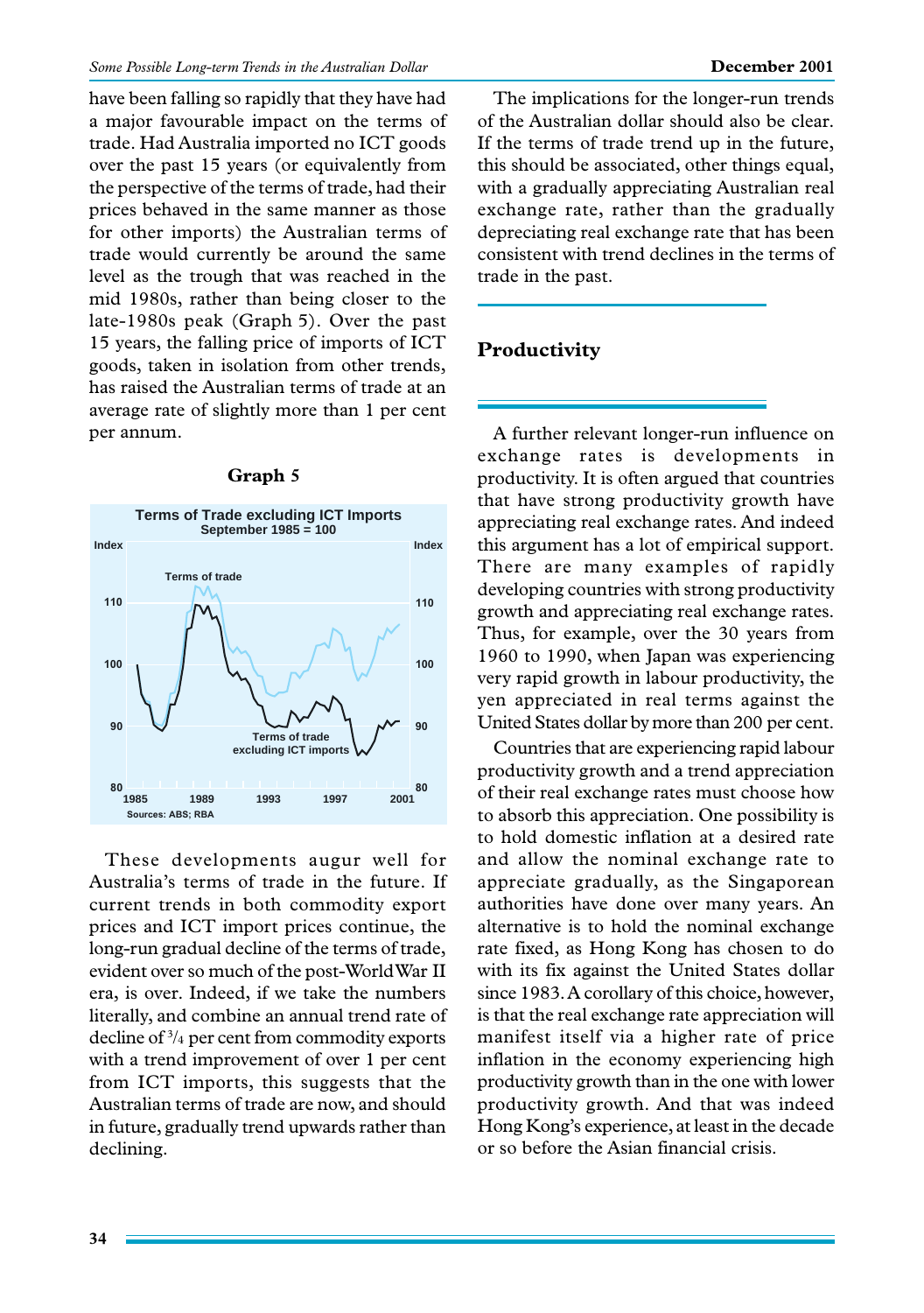have been falling so rapidly that they have had a major favourable impact on the terms of trade. Had Australia imported no ICT goods over the past 15 years (or equivalently from the perspective of the terms of trade, had their prices behaved in the same manner as those for other imports) the Australian terms of trade would currently be around the same level as the trough that was reached in the mid 1980s, rather than being closer to the late-1980s peak (Graph 5). Over the past 15 years, the falling price of imports of ICT goods, taken in isolation from other trends, has raised the Australian terms of trade at an average rate of slightly more than 1 per cent per annum.

**Graph 5**

Terms of Trade excluding ICT Imports
September 1985 = 100

Sources: ABS; RBA

These developments augur well for Australia's terms of trade in the future. If current trends in both commodity export prices and ICT import prices continue, the long-run gradual decline of the terms of trade, evident over so much of the post-World War II era, is over. Indeed, if we take the numbers literally, and combine an annual trend rate of decline of $^{3}/_{4}$ per cent from commodity exports with a trend improvement of over 1 per cent from ICT imports, this suggests that the Australian terms of trade are now, and should in future, gradually trend upwards rather than declining.

The implications for the longer-run trends of the Australian dollar should also be clear. If the terms of trade trend up in the future, this should be associated, other things equal, with a gradually appreciating Australian real exchange rate, rather than the gradually depreciating real exchange rate that has been consistent with trend declines in the terms of trade in the past.

## Productivity

A further relevant longer-run influence on exchange rates is developments in productivity. It is often argued that countries that have strong productivity growth have appreciating real exchange rates. And indeed this argument has a lot of empirical support. There are many examples of rapidly developing countries with strong productivity growth and appreciating real exchange rates. Thus, for example, over the 30 years from 1960 to 1990, when Japan was experiencing very rapid growth in labour productivity, the yen appreciated in real terms against the United States dollar by more than 200 per cent.

Countries that are experiencing rapid labour productivity growth and a trend appreciation of their real exchange rates must choose how to absorb this appreciation. One possibility is to hold domestic inflation at a desired rate and allow the nominal exchange rate to appreciate gradually, as the Singaporean authorities have done over many years. An alternative is to hold the nominal exchange rate fixed, as Hong Kong has chosen to do with its fix against the United States dollar since 1983. A corollary of this choice, however, is that the real exchange rate appreciation will manifest itself via a higher rate of price inflation in the economy experiencing high productivity growth than in the one with lower productivity growth. And that was indeed Hong Kong's experience, at least in the decade or so before the Asian financial crisis.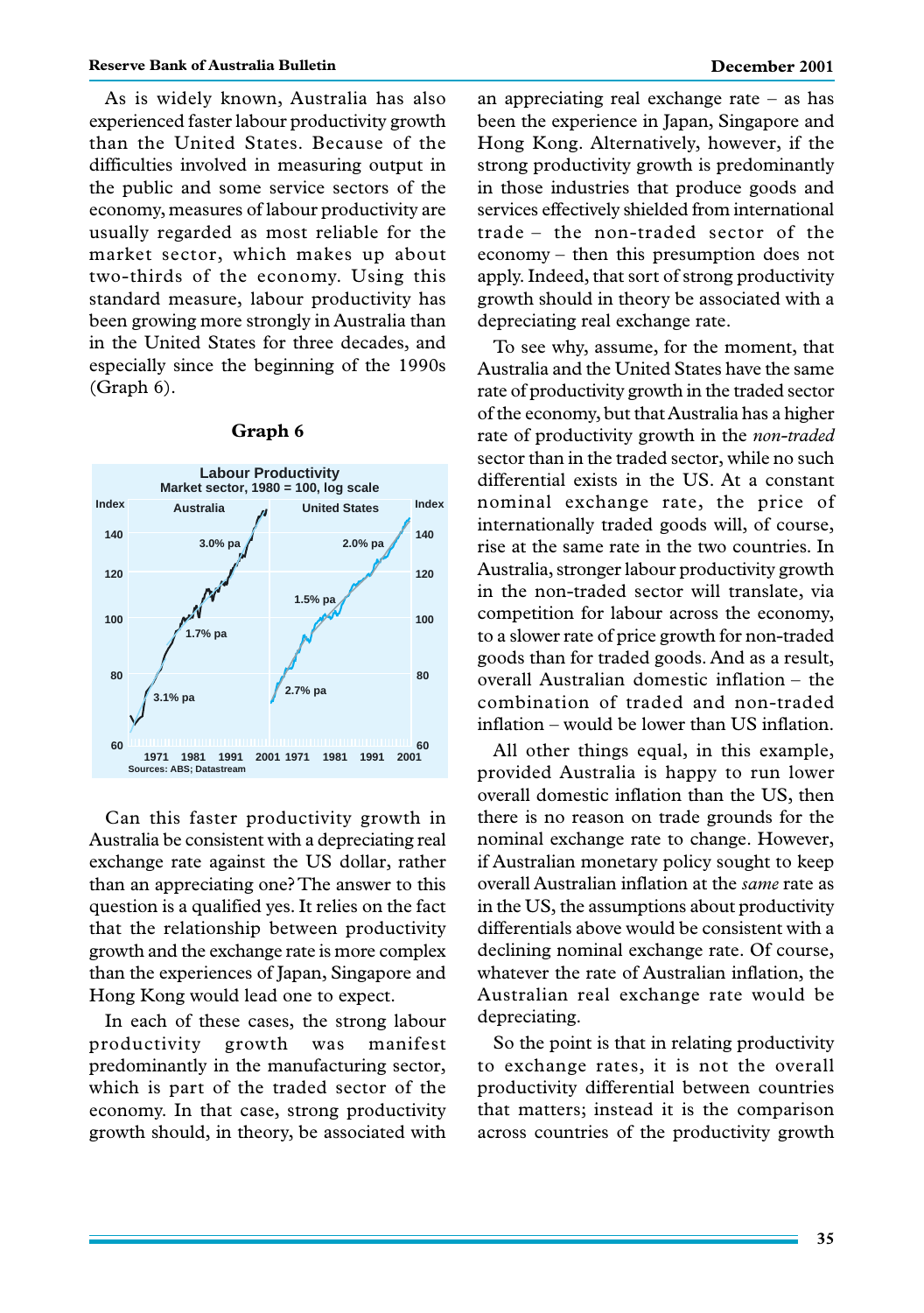As is widely known, Australia has also experienced faster labour productivity growth than the United States. Because of the difficulties involved in measuring output in the public and some service sectors of the economy, measures of labour productivity are usually regarded as most reliable for the market sector, which makes up about two-thirds of the economy. Using this standard measure, labour productivity has been growing more strongly in Australia than in the United States for three decades, and especially since the beginning of the 1990s (Graph 6).

**Graph 6**

Labour Productivity
Market sector, 1980 = 100, log scale

Sources: ABS; Datastream

Can this faster productivity growth in Australia be consistent with a depreciating real exchange rate against the US dollar, rather than an appreciating one? The answer to this question is a qualified yes. It relies on the fact that the relationship between productivity growth and the exchange rate is more complex than the experiences of Japan, Singapore and Hong Kong would lead one to expect.

In each of these cases, the strong labour productivity growth was manifest predominantly in the manufacturing sector, which is part of the traded sector of the economy. In that case, strong productivity growth should, in theory, be associated with an appreciating real exchange rate – as has been the experience in Japan, Singapore and Hong Kong. Alternatively, however, if the strong productivity growth is predominantly in those industries that produce goods and services effectively shielded from international trade – the non-traded sector of the economy – then this presumption does not apply. Indeed, that sort of strong productivity growth should in theory be associated with a depreciating real exchange rate.

To see why, assume, for the moment, that Australia and the United States have the same rate of productivity growth in the traded sector of the economy, but that Australia has a higher rate of productivity growth in the *non-traded* sector than in the traded sector, while no such differential exists in the US. At a constant nominal exchange rate, the price of internationally traded goods will, of course, rise at the same rate in the two countries. In Australia, stronger labour productivity growth in the non-traded sector will translate, via competition for labour across the economy, to a slower rate of price growth for non-traded goods than for traded goods. And as a result, overall Australian domestic inflation – the combination of traded and non-traded inflation – would be lower than US inflation.

All other things equal, in this example, provided Australia is happy to run lower overall domestic inflation than the US, then there is no reason on trade grounds for the nominal exchange rate to change. However, if Australian monetary policy sought to keep overall Australian inflation at the *same* rate as in the US, the assumptions about productivity differentials above would be consistent with a declining nominal exchange rate. Of course, whatever the rate of Australian inflation, the Australian real exchange rate would be depreciating.

So the point is that in relating productivity to exchange rates, it is not the overall productivity differential between countries that matters; instead it is the comparison across countries of the productivity growth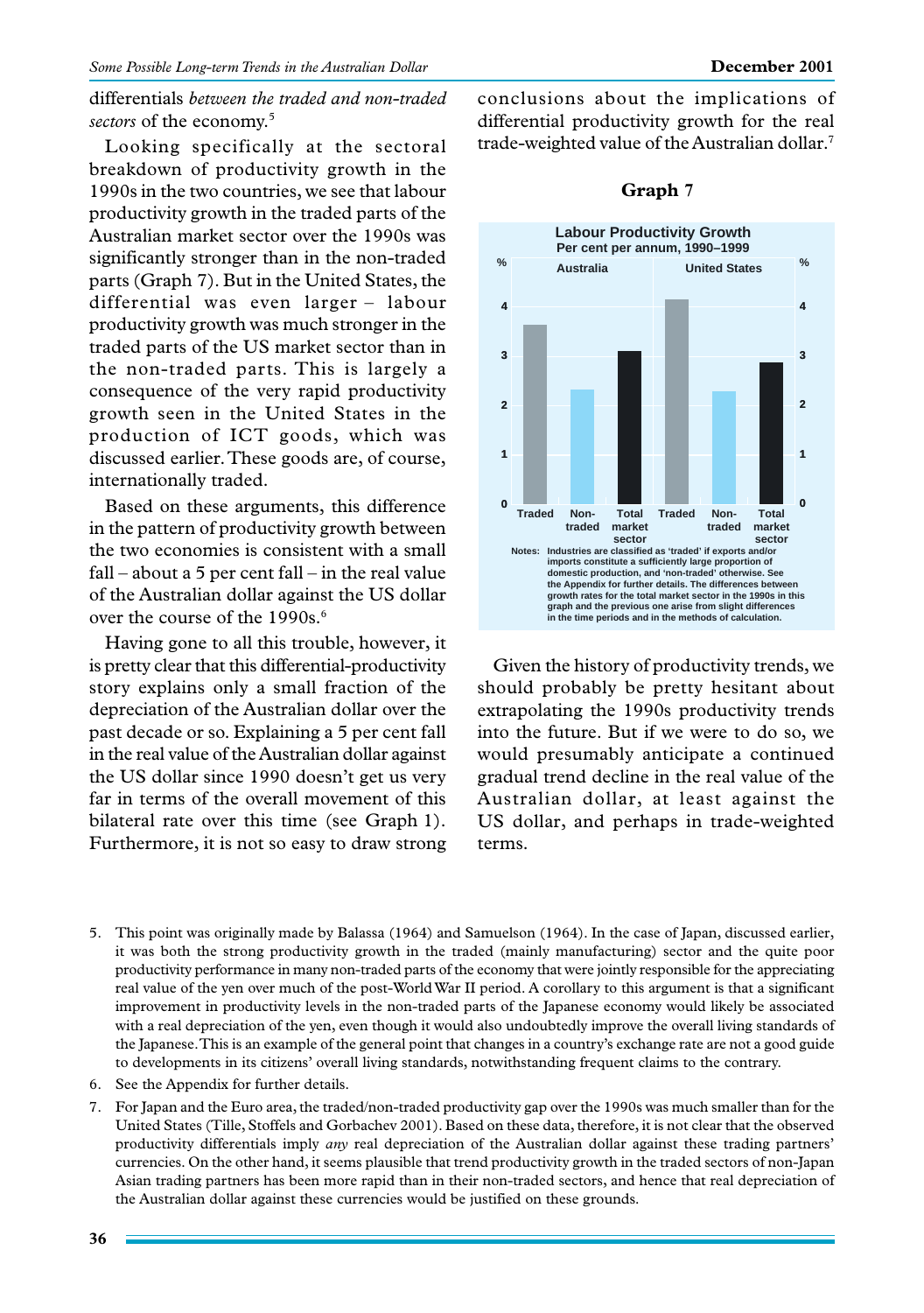differentials *between the traded and non-traded sectors* of the economy.[5]

Looking specifically at the sectoral breakdown of productivity growth in the 1990s in the two countries, we see that labour productivity growth in the traded parts of the Australian market sector over the 1990s was significantly stronger than in the non-traded parts (Graph 7). But in the United States, the differential was even larger – labour productivity growth was much stronger in the traded parts of the US market sector than in the non-traded parts. This is largely a consequence of the very rapid productivity growth seen in the United States in the production of ICT goods, which was discussed earlier. These goods are, of course, internationally traded.

Based on these arguments, this difference in the pattern of productivity growth between the two economies is consistent with a small fall – about a 5 per cent fall – in the real value of the Australian dollar against the US dollar over the course of the 1990s.[6]

Having gone to all this trouble, however, it is pretty clear that this differential-productivity story explains only a small fraction of the depreciation of the Australian dollar over the past decade or so. Explaining a 5 per cent fall in the real value of the Australian dollar against the US dollar since 1990 doesn't get us very far in terms of the overall movement of this bilateral rate over this time (see Graph 1). Furthermore, it is not so easy to draw strong conclusions about the implications of differential productivity growth for the real trade-weighted value of the Australian dollar.[7]

**Graph 7**

**Labour Productivity Growth**
**Per cent per annum, 1990–1999**

| | Australia | | | United States | | |
|---|---|---|---|---|---|---|
| | Traded | Non-traded | Total market sector | Traded | Non-traded | Total market sector |

Notes: Industries are classified as 'traded' if exports and/or imports constitute a sufficiently large proportion of domestic production, and 'non-traded' otherwise. See the Appendix for further details. The differences between growth rates for the total market sector in the 1990s in this graph and the previous one arise from slight differences in the time periods and in the methods of calculation.

Given the history of productivity trends, we should probably be pretty hesitant about extrapolating the 1990s productivity trends into the future. But if we were to do so, we would presumably anticipate a continued gradual trend decline in the real value of the Australian dollar, at least against the US dollar, and perhaps in trade-weighted terms.

5. This point was originally made by Balassa (1964) and Samuelson (1964). In the case of Japan, discussed earlier, it was both the strong productivity growth in the traded (mainly manufacturing) sector and the quite poor productivity performance in many non-traded parts of the economy that were jointly responsible for the appreciating real value of the yen over much of the post-World War II period. A corollary to this argument is that a significant improvement in productivity levels in the non-traded parts of the Japanese economy would likely be associated with a real depreciation of the yen, even though it would also undoubtedly improve the overall living standards of the Japanese. This is an example of the general point that changes in a country's exchange rate are not a good guide to developments in its citizens' overall living standards, notwithstanding frequent claims to the contrary.

6. See the Appendix for further details.

7. For Japan and the Euro area, the traded/non-traded productivity gap over the 1990s was much smaller than for the United States (Tille, Stoffels and Gorbachev 2001). Based on these data, therefore, it is not clear that the observed productivity differentials imply *any* real depreciation of the Australian dollar against these trading partners' currencies. On the other hand, it seems plausible that trend productivity growth in the traded sectors of non-Japan Asian trading partners has been more rapid than in their non-traded sectors, and hence that real depreciation of the Australian dollar against these currencies would be justified on these grounds.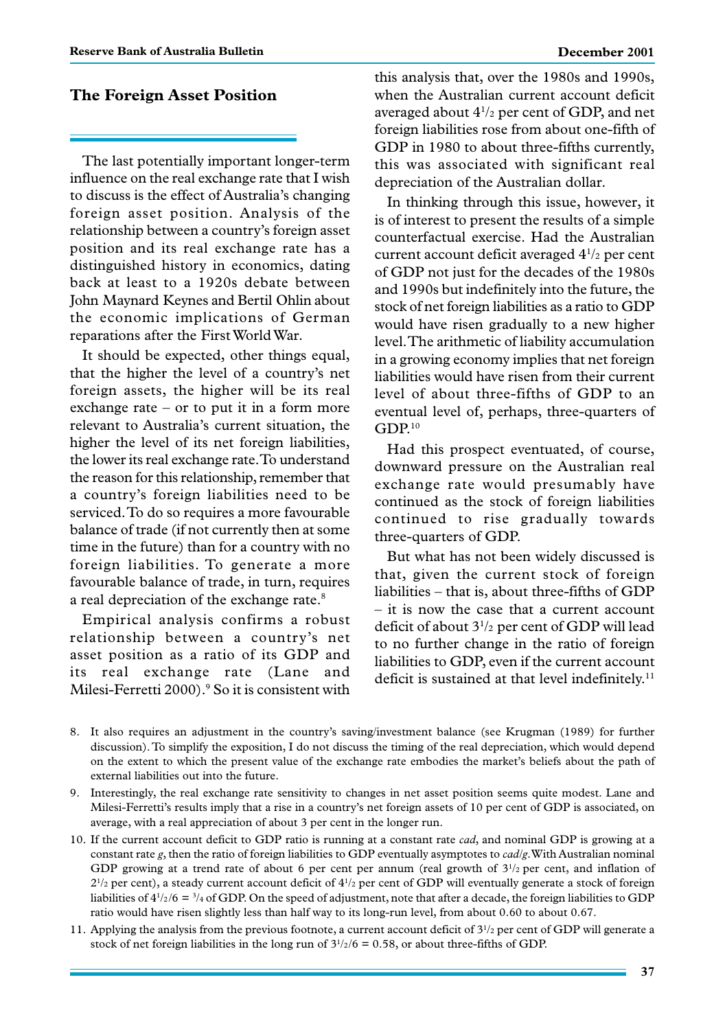## The Foreign Asset Position

The last potentially important longer-term influence on the real exchange rate that I wish to discuss is the effect of Australia's changing foreign asset position. Analysis of the relationship between a country's foreign asset position and its real exchange rate has a distinguished history in economics, dating back at least to a 1920s debate between John Maynard Keynes and Bertil Ohlin about the economic implications of German reparations after the First World War.

It should be expected, other things equal, that the higher the level of a country's net foreign assets, the higher will be its real exchange rate – or to put it in a form more relevant to Australia's current situation, the higher the level of its net foreign liabilities, the lower its real exchange rate. To understand the reason for this relationship, remember that a country's foreign liabilities need to be serviced. To do so requires a more favourable balance of trade (if not currently then at some time in the future) than for a country with no foreign liabilities. To generate a more favourable balance of trade, in turn, requires a real depreciation of the exchange rate.[8]

Empirical analysis confirms a robust relationship between a country's net asset position as a ratio of its GDP and its real exchange rate (Lane and Milesi-Ferretti 2000).[9] So it is consistent with this analysis that, over the 1980s and 1990s, when the Australian current account deficit averaged about $4^1/_2$ per cent of GDP, and net foreign liabilities rose from about one-fifth of GDP in 1980 to about three-fifths currently, this was associated with significant real depreciation of the Australian dollar.

In thinking through this issue, however, it is of interest to present the results of a simple counterfactual exercise. Had the Australian current account deficit averaged $4^1/_2$ per cent of GDP not just for the decades of the 1980s and 1990s but indefinitely into the future, the stock of net foreign liabilities as a ratio to GDP would have risen gradually to a new higher level. The arithmetic of liability accumulation in a growing economy implies that net foreign liabilities would have risen from their current level of about three-fifths of GDP to an eventual level of, perhaps, three-quarters of GDP.[10]

Had this prospect eventuated, of course, downward pressure on the Australian real exchange rate would presumably have continued as the stock of foreign liabilities continued to rise gradually towards three-quarters of GDP.

But what has not been widely discussed is that, given the current stock of foreign liabilities – that is, about three-fifths of GDP – it is now the case that a current account deficit of about $3^1/_2$ per cent of GDP will lead to no further change in the ratio of foreign liabilities to GDP, even if the current account deficit is sustained at that level indefinitely.[11]

8. It also requires an adjustment in the country's saving/investment balance (see Krugman (1989) for further discussion). To simplify the exposition, I do not discuss the timing of the real depreciation, which would depend on the extent to which the present value of the exchange rate embodies the market's beliefs about the path of external liabilities out into the future.

9. Interestingly, the real exchange rate sensitivity to changes in net asset position seems quite modest. Lane and Milesi-Ferretti's results imply that a rise in a country's net foreign assets of 10 per cent of GDP is associated, on average, with a real appreciation of about 3 per cent in the longer run.

10. If the current account deficit to GDP ratio is running at a constant rate *cad*, and nominal GDP is growing at a constant rate *g*, then the ratio of foreign liabilities to GDP eventually asymptotes to *cad*/*g*. With Australian nominal GDP growing at a trend rate of about 6 per cent per annum (real growth of $3^1/_2$ per cent, and inflation of $2^1/_2$ per cent), a steady current account deficit of $4^1/_2$ per cent of GDP will eventually generate a stock of foreign liabilities of $4^1/_2/6 = {}^3/_4$ of GDP. On the speed of adjustment, note that after a decade, the foreign liabilities to GDP ratio would have risen slightly less than half way to its long-run level, from about 0.60 to about 0.67.

11. Applying the analysis from the previous footnote, a current account deficit of $3^1/_2$ per cent of GDP will generate a stock of net foreign liabilities in the long run of $3^1/_2/6 = 0.58$, or about three-fifths of GDP.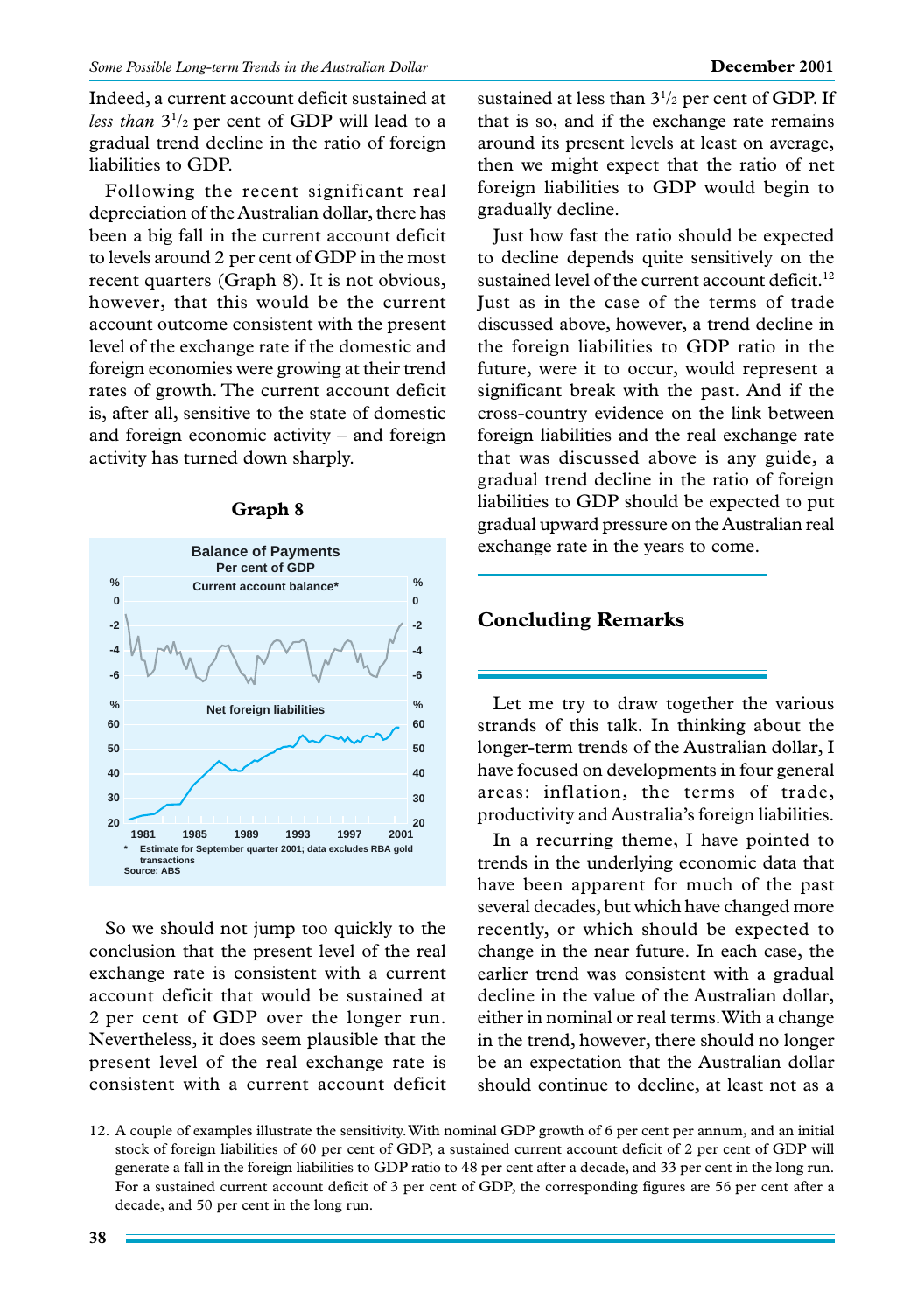Indeed, a current account deficit sustained at *less than* $3^{1}/_{2}$ per cent of GDP will lead to a gradual trend decline in the ratio of foreign liabilities to GDP.

Following the recent significant real depreciation of the Australian dollar, there has been a big fall in the current account deficit to levels around 2 per cent of GDP in the most recent quarters (Graph 8). It is not obvious, however, that this would be the current account outcome consistent with the present level of the exchange rate if the domestic and foreign economies were growing at their trend rates of growth. The current account deficit is, after all, sensitive to the state of domestic and foreign economic activity – and foreign activity has turned down sharply.

**Graph 8**

**Balance of Payments**
Per cent of GDP

Current account balance*

Net foreign liabilities

* Estimate for September quarter 2001; data excludes RBA gold transactions
Source: ABS

So we should not jump too quickly to the conclusion that the present level of the real exchange rate is consistent with a current account deficit that would be sustained at 2 per cent of GDP over the longer run. Nevertheless, it does seem plausible that the present level of the real exchange rate is consistent with a current account deficit sustained at less than $3^{1}/_{2}$ per cent of GDP. If that is so, and if the exchange rate remains around its present levels at least on average, then we might expect that the ratio of net foreign liabilities to GDP would begin to gradually decline.

Just how fast the ratio should be expected to decline depends quite sensitively on the sustained level of the current account deficit.[12] Just as in the case of the terms of trade discussed above, however, a trend decline in the foreign liabilities to GDP ratio in the future, were it to occur, would represent a significant break with the past. And if the cross-country evidence on the link between foreign liabilities and the real exchange rate that was discussed above is any guide, a gradual trend decline in the ratio of foreign liabilities to GDP should be expected to put gradual upward pressure on the Australian real exchange rate in the years to come.

## Concluding Remarks

Let me try to draw together the various strands of this talk. In thinking about the longer-term trends of the Australian dollar, I have focused on developments in four general areas: inflation, the terms of trade, productivity and Australia's foreign liabilities.

In a recurring theme, I have pointed to trends in the underlying economic data that have been apparent for much of the past several decades, but which have changed more recently, or which should be expected to change in the near future. In each case, the earlier trend was consistent with a gradual decline in the value of the Australian dollar, either in nominal or real terms. With a change in the trend, however, there should no longer be an expectation that the Australian dollar should continue to decline, at least not as a

12. A couple of examples illustrate the sensitivity. With nominal GDP growth of 6 per cent per annum, and an initial stock of foreign liabilities of 60 per cent of GDP, a sustained current account deficit of 2 per cent of GDP will generate a fall in the foreign liabilities to GDP ratio to 48 per cent after a decade, and 33 per cent in the long run. For a sustained current account deficit of 3 per cent of GDP, the corresponding figures are 56 per cent after a decade, and 50 per cent in the long run.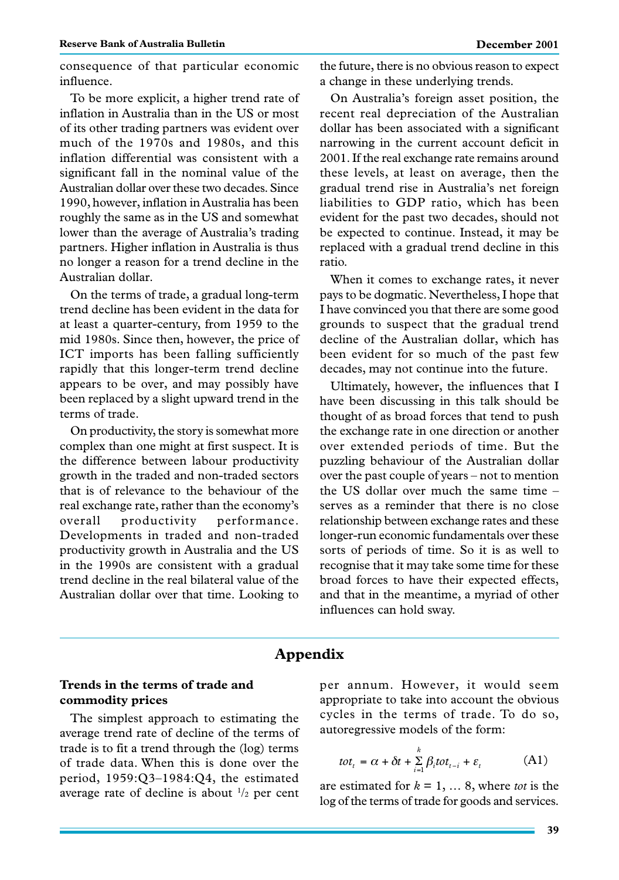consequence of that particular economic influence.

To be more explicit, a higher trend rate of inflation in Australia than in the US or most of its other trading partners was evident over much of the 1970s and 1980s, and this inflation differential was consistent with a significant fall in the nominal value of the Australian dollar over these two decades. Since 1990, however, inflation in Australia has been roughly the same as in the US and somewhat lower than the average of Australia's trading partners. Higher inflation in Australia is thus no longer a reason for a trend decline in the Australian dollar.

On the terms of trade, a gradual long-term trend decline has been evident in the data for at least a quarter-century, from 1959 to the mid 1980s. Since then, however, the price of ICT imports has been falling sufficiently rapidly that this longer-term trend decline appears to be over, and may possibly have been replaced by a slight upward trend in the terms of trade.

On productivity, the story is somewhat more complex than one might at first suspect. It is the difference between labour productivity growth in the traded and non-traded sectors that is of relevance to the behaviour of the real exchange rate, rather than the economy's overall productivity performance. Developments in traded and non-traded productivity growth in Australia and the US in the 1990s are consistent with a gradual trend decline in the real bilateral value of the Australian dollar over that time. Looking to the future, there is no obvious reason to expect a change in these underlying trends.

On Australia's foreign asset position, the recent real depreciation of the Australian dollar has been associated with a significant narrowing in the current account deficit in 2001. If the real exchange rate remains around these levels, at least on average, then the gradual trend rise in Australia's net foreign liabilities to GDP ratio, which has been evident for the past two decades, should not be expected to continue. Instead, it may be replaced with a gradual trend decline in this ratio.

When it comes to exchange rates, it never pays to be dogmatic. Nevertheless, I hope that I have convinced you that there are some good grounds to suspect that the gradual trend decline of the Australian dollar, which has been evident for so much of the past few decades, may not continue into the future.

Ultimately, however, the influences that I have been discussing in this talk should be thought of as broad forces that tend to push the exchange rate in one direction or another over extended periods of time. But the puzzling behaviour of the Australian dollar over the past couple of years – not to mention the US dollar over much the same time – serves as a reminder that there is no close relationship between exchange rates and these longer-run economic fundamentals over these sorts of periods of time. So it is as well to recognise that it may take some time for these broad forces to have their expected effects, and that in the meantime, a myriad of other influences can hold sway.

## Appendix

### Trends in the terms of trade and commodity prices

The simplest approach to estimating the average trend rate of decline of the terms of trade is to fit a trend through the (log) terms of trade data. When this is done over the period, 1959:Q3–1984:Q4, the estimated average rate of decline is about ½ per cent per annum. However, it would seem appropriate to take into account the obvious cycles in the terms of trade. To do so, autoregressive models of the form:

$$tot_t = \alpha + \delta t + \sum_{i=1}^{k} \beta_i tot_{t-i} + \varepsilon_t \qquad \text{(A1)}$$

are estimated for $k = 1, \ldots 8$, where $tot$ is the log of the terms of trade for goods and services.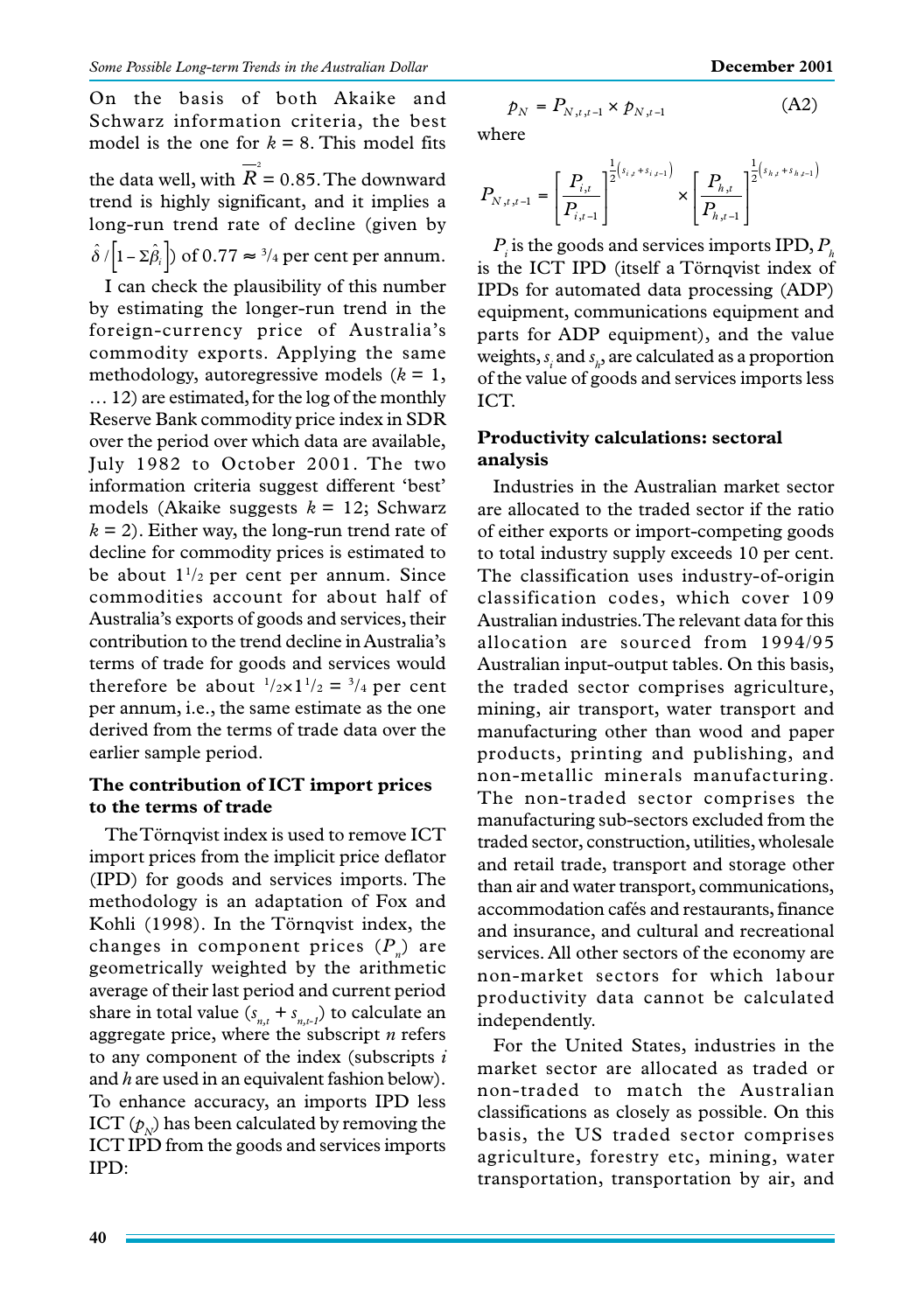On the basis of both Akaike and Schwarz information criteria, the best model is the one for $k = 8$. This model fits the data well, with $\overline{R}^2 = 0.85$. The downward trend is highly significant, and it implies a long-run trend rate of decline (given by $\hat{\delta}/\left[1-\Sigma\hat{\beta}_i\right]$) of 0.77 ≈ 3/4 per cent per annum.

I can check the plausibility of this number by estimating the longer-run trend in the foreign-currency price of Australia's commodity exports. Applying the same methodology, autoregressive models ($k$ = 1, … 12) are estimated, for the log of the monthly Reserve Bank commodity price index in SDR over the period over which data are available, July 1982 to October 2001. The two information criteria suggest different 'best' models (Akaike suggests $k = 12$; Schwarz $k = 2$). Either way, the long-run trend rate of decline for commodity prices is estimated to be about 1½ per cent per annum. Since commodities account for about half of Australia's exports of goods and services, their contribution to the trend decline in Australia's terms of trade for goods and services would therefore be about ½×1½ = ¾ per cent per annum, i.e., the same estimate as the one derived from the terms of trade data over the earlier sample period.

### The contribution of ICT import prices to the terms of trade

The Törnqvist index is used to remove ICT import prices from the implicit price deflator (IPD) for goods and services imports. The methodology is an adaptation of Fox and Kohli (1998). In the Törnqvist index, the changes in component prices ($P_n$) are geometrically weighted by the arithmetic average of their last period and current period share in total value ($s_{n,t} + s_{n,t-1}$) to calculate an aggregate price, where the subscript $n$ refers to any component of the index (subscripts $i$ and $h$ are used in an equivalent fashion below). To enhance accuracy, an imports IPD less ICT ($p_N$) has been calculated by removing the ICT IPD from the goods and services imports IPD:

$$p_N = P_{N,t,t-1} \times p_{N,t-1} \tag{A2}$$

where

$$P_{N,t,t-1} = \left[\frac{P_{i,t}}{P_{i,t-1}}\right]^{\frac{1}{2}\left(s_{i,t}+s_{i,t-1}\right)} \times \left[\frac{P_{h,t}}{P_{h,t-1}}\right]^{\frac{1}{2}\left(s_{h,t}+s_{h,t-1}\right)}$$

$P_i$ is the goods and services imports IPD, $P_h$ is the ICT IPD (itself a Törnqvist index of IPDs for automated data processing (ADP) equipment, communications equipment and parts for ADP equipment), and the value weights, $s_i$ and $s_h$, are calculated as a proportion of the value of goods and services imports less ICT.

### Productivity calculations: sectoral analysis

Industries in the Australian market sector are allocated to the traded sector if the ratio of either exports or import-competing goods to total industry supply exceeds 10 per cent. The classification uses industry-of-origin classification codes, which cover 109 Australian industries. The relevant data for this allocation are sourced from 1994/95 Australian input-output tables. On this basis, the traded sector comprises agriculture, mining, air transport, water transport and manufacturing other than wood and paper products, printing and publishing, and non-metallic minerals manufacturing. The non-traded sector comprises the manufacturing sub-sectors excluded from the traded sector, construction, utilities, wholesale and retail trade, transport and storage other than air and water transport, communications, accommodation cafés and restaurants, finance and insurance, and cultural and recreational services. All other sectors of the economy are non-market sectors for which labour productivity data cannot be calculated independently.

For the United States, industries in the market sector are allocated as traded or non-traded to match the Australian classifications as closely as possible. On this basis, the US traded sector comprises agriculture, forestry etc, mining, water transportation, transportation by air, and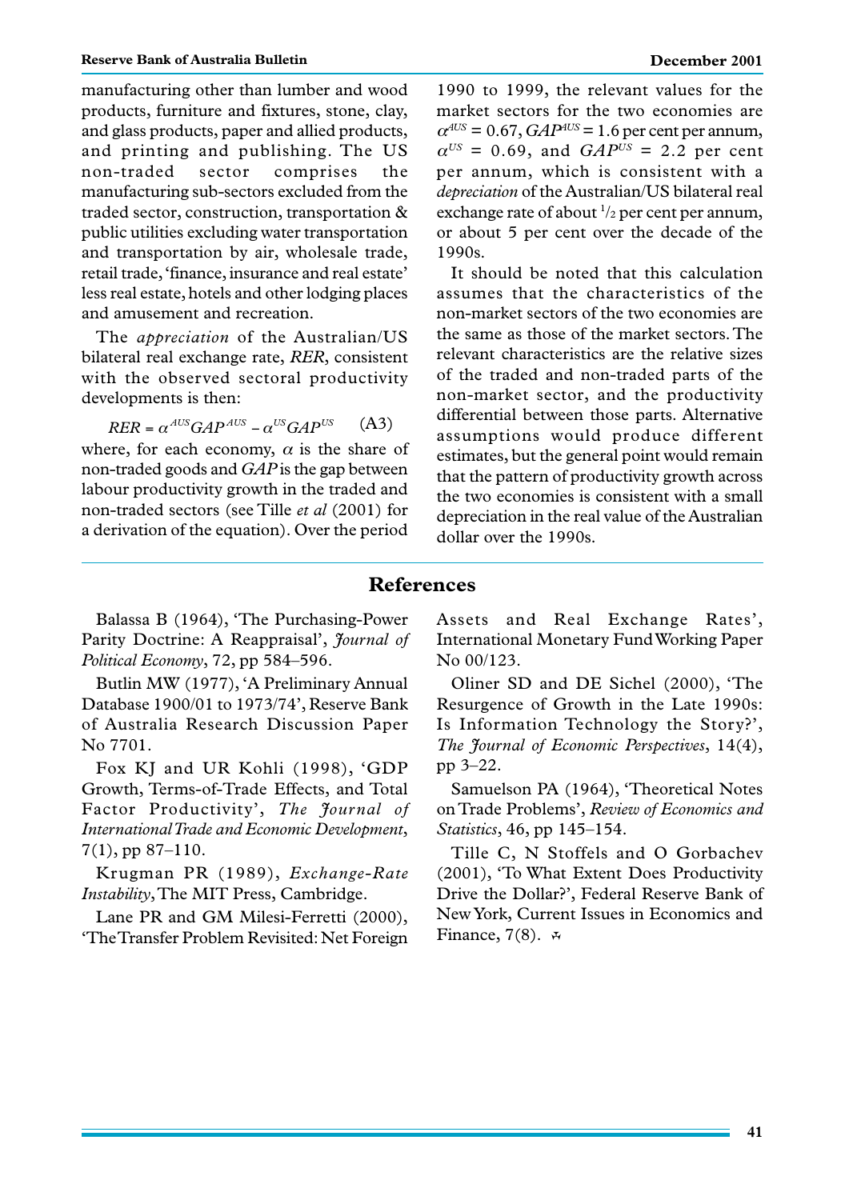manufacturing other than lumber and wood products, furniture and fixtures, stone, clay, and glass products, paper and allied products, and printing and publishing. The US non-traded sector comprises the manufacturing sub-sectors excluded from the traded sector, construction, transportation & public utilities excluding water transportation and transportation by air, wholesale trade, retail trade, 'finance, insurance and real estate' less real estate, hotels and other lodging places and amusement and recreation.

The *appreciation* of the Australian/US bilateral real exchange rate, *RER*, consistent with the observed sectoral productivity developments is then:

$$RER = \alpha^{AUS} GAP^{AUS} - \alpha^{US} GAP^{US} \qquad \text{(A3)}$$

where, for each economy, $\alpha$ is the share of non-traded goods and *GAP* is the gap between labour productivity growth in the traded and non-traded sectors (see Tille *et al* (2001) for a derivation of the equation). Over the period 1990 to 1999, the relevant values for the market sectors for the two economies are $\alpha^{AUS} = 0.67$, $GAP^{AUS} = 1.6$ per cent per annum, $\alpha^{US} = 0.69$, and $GAP^{US} = 2.2$ per cent per annum, which is consistent with a *depreciation* of the Australian/US bilateral real exchange rate of about $^1/_2$ per cent per annum, or about 5 per cent over the decade of the 1990s.

It should be noted that this calculation assumes that the characteristics of the non-market sectors of the two economies are the same as those of the market sectors. The relevant characteristics are the relative sizes of the traded and non-traded parts of the non-market sector, and the productivity differential between those parts. Alternative assumptions would produce different estimates, but the general point would remain that the pattern of productivity growth across the two economies is consistent with a small depreciation in the real value of the Australian dollar over the 1990s.

## References

Balassa B (1964), 'The Purchasing-Power Parity Doctrine: A Reappraisal', *Journal of Political Economy*, 72, pp 584–596.

Butlin MW (1977), 'A Preliminary Annual Database 1900/01 to 1973/74', Reserve Bank of Australia Research Discussion Paper No 7701.

Fox KJ and UR Kohli (1998), 'GDP Growth, Terms-of-Trade Effects, and Total Factor Productivity', *The Journal of International Trade and Economic Development*, 7(1), pp 87–110.

Krugman PR (1989), *Exchange-Rate Instability*, The MIT Press, Cambridge.

Lane PR and GM Milesi-Ferretti (2000), 'The Transfer Problem Revisited: Net Foreign Assets and Real Exchange Rates', International Monetary Fund Working Paper No 00/123.

Oliner SD and DE Sichel (2000), 'The Resurgence of Growth in the Late 1990s: Is Information Technology the Story?', *The Journal of Economic Perspectives*, 14(4), pp 3–22.

Samuelson PA (1964), 'Theoretical Notes on Trade Problems', *Review of Economics and Statistics*, 46, pp 145–154.

Tille C, N Stoffels and O Gorbachev (2001), 'To What Extent Does Productivity Drive the Dollar?', Federal Reserve Bank of New York, Current Issues in Economics and Finance, 7(8).